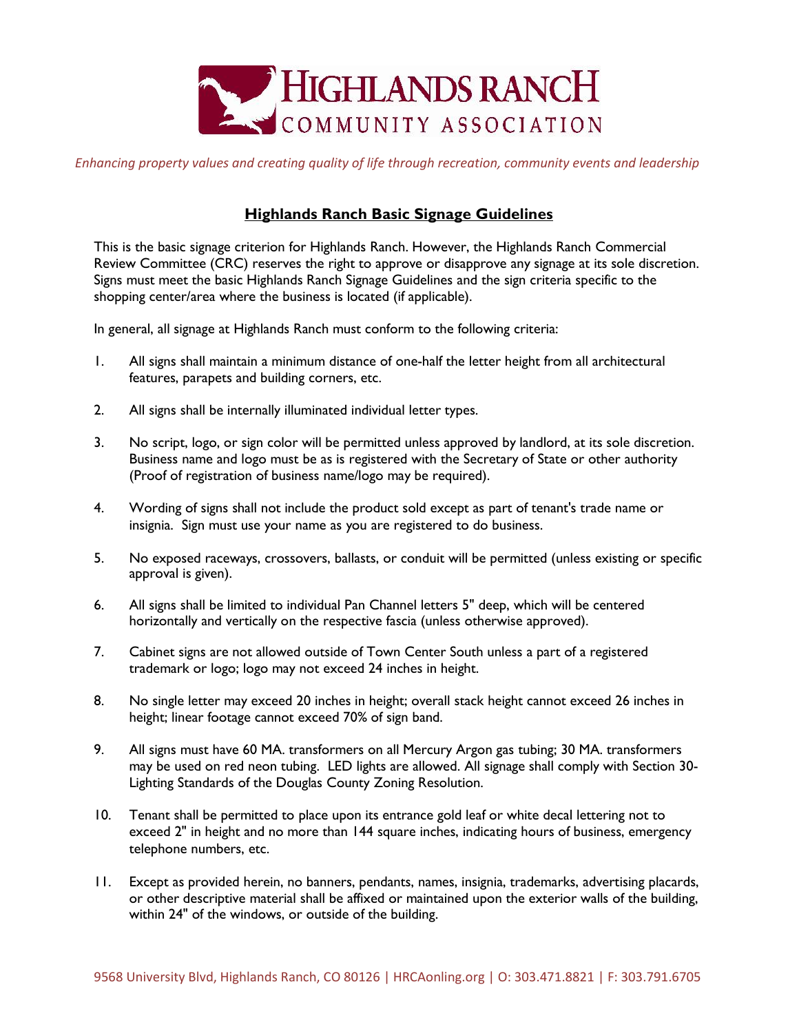# HIGHLANDS RANCH COMMUNITY ASSOCIATION

*Enhancing property values and creating quality of life through recreation, community events and leadership*

## Highlands Ranch Basic Signage Guidelines

This is the basic signage criterion for Highlands Ranch. However, the Highlands Ranch Commercial Review Committee (CRC) reserves the right to approve or disapprove any signage at its sole discretion. Signs must meet the basic Highlands Ranch Signage Guidelines and the sign criteria specific to the shopping center/area where the business is located (if applicable).

In general, all signage at Highlands Ranch must conform to the following criteria:

1. All signs shall maintain a minimum distance of one-half the letter height from all architectural features, parapets and building corners, etc.

2. All signs shall be internally illuminated individual letter types.

3. No script, logo, or sign color will be permitted unless approved by landlord, at its sole discretion. Business name and logo must be as is registered with the Secretary of State or other authority (Proof of registration of business name/logo may be required).

4. Wording of signs shall not include the product sold except as part of tenant's trade name or insignia. Sign must use your name as you are registered to do business.

5. No exposed raceways, crossovers, ballasts, or conduit will be permitted (unless existing or specific approval is given).

6. All signs shall be limited to individual Pan Channel letters 5" deep, which will be centered horizontally and vertically on the respective fascia (unless otherwise approved).

7. Cabinet signs are not allowed outside of Town Center South unless a part of a registered trademark or logo; logo may not exceed 24 inches in height.

8. No single letter may exceed 20 inches in height; overall stack height cannot exceed 26 inches in height; linear footage cannot exceed 70% of sign band.

9. All signs must have 60 MA. transformers on all Mercury Argon gas tubing; 30 MA. transformers may be used on red neon tubing. LED lights are allowed. All signage shall comply with Section 30-Lighting Standards of the Douglas County Zoning Resolution.

10. Tenant shall be permitted to place upon its entrance gold leaf or white decal lettering not to exceed 2" in height and no more than 144 square inches, indicating hours of business, emergency telephone numbers, etc.

11. Except as provided herein, no banners, pendants, names, insignia, trademarks, advertising placards, or other descriptive material shall be affixed or maintained upon the exterior walls of the building, within 24" of the windows, or outside of the building.

9568 University Blvd, Highlands Ranch, CO 80126 | HRCAonling.org | O: 303.471.8821 | F: 303.791.6705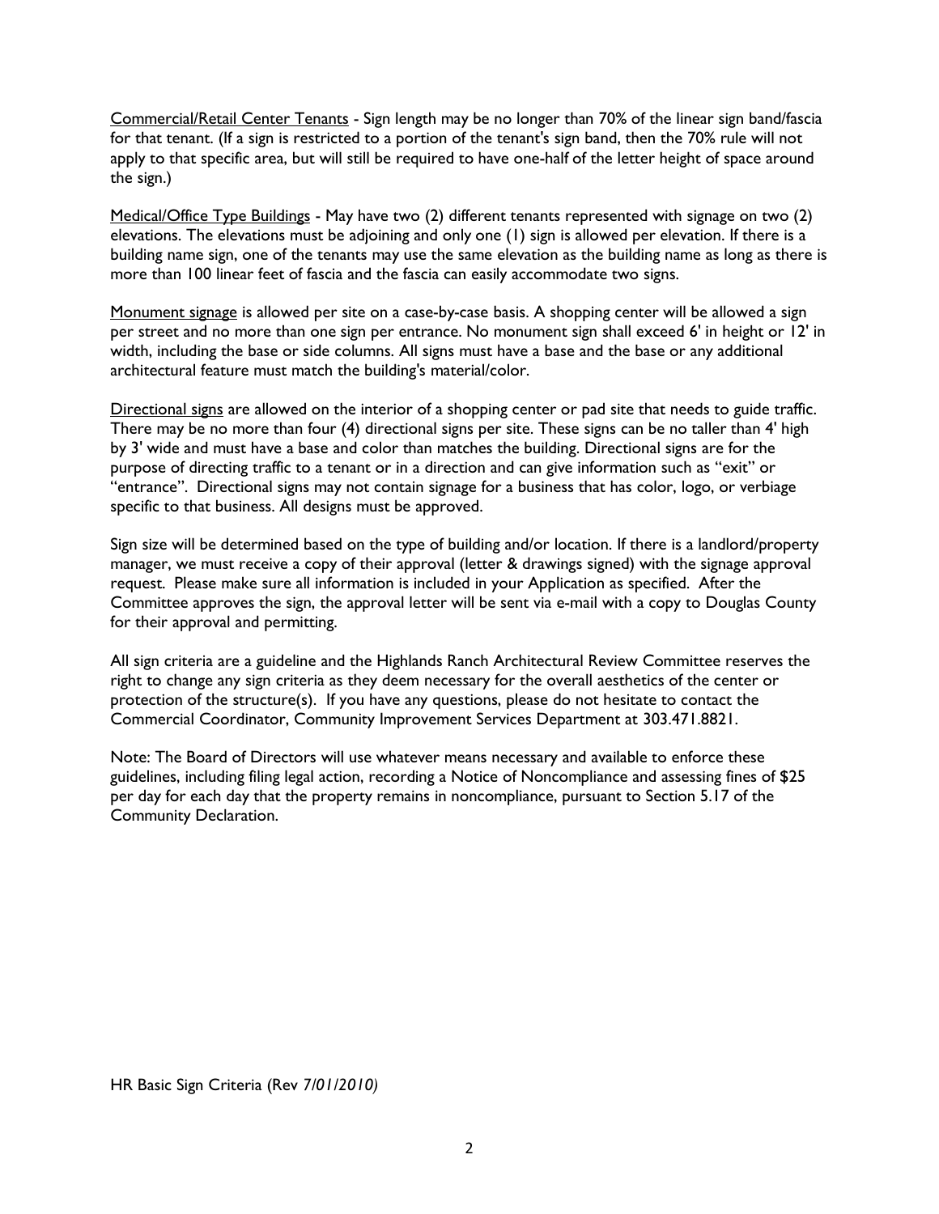Commercial/Retail Center Tenants - Sign length may be no longer than 70% of the linear sign band/fascia for that tenant. (If a sign is restricted to a portion of the tenant's sign band, then the 70% rule will not apply to that specific area, but will still be required to have one-half of the letter height of space around the sign.)

Medical/Office Type Buildings - May have two (2) different tenants represented with signage on two (2) elevations. The elevations must be adjoining and only one (1) sign is allowed per elevation. If there is a building name sign, one of the tenants may use the same elevation as the building name as long as there is more than 100 linear feet of fascia and the fascia can easily accommodate two signs.

Monument signage is allowed per site on a case-by-case basis. A shopping center will be allowed a sign per street and no more than one sign per entrance. No monument sign shall exceed 6' in height or 12' in width, including the base or side columns. All signs must have a base and the base or any additional architectural feature must match the building's material/color.

Directional signs are allowed on the interior of a shopping center or pad site that needs to guide traffic. There may be no more than four (4) directional signs per site. These signs can be no taller than 4' high by 3' wide and must have a base and color than matches the building. Directional signs are for the purpose of directing traffic to a tenant or in a direction and can give information such as "exit" or "entrance". Directional signs may not contain signage for a business that has color, logo, or verbiage specific to that business. All designs must be approved.

Sign size will be determined based on the type of building and/or location. If there is a landlord/property manager, we must receive a copy of their approval (letter & drawings signed) with the signage approval request. Please make sure all information is included in your Application as specified. After the Committee approves the sign, the approval letter will be sent via e-mail with a copy to Douglas County for their approval and permitting.

All sign criteria are a guideline and the Highlands Ranch Architectural Review Committee reserves the right to change any sign criteria as they deem necessary for the overall aesthetics of the center or protection of the structure(s). If you have any questions, please do not hesitate to contact the Commercial Coordinator, Community Improvement Services Department at 303.471.8821.

Note: The Board of Directors will use whatever means necessary and available to enforce these guidelines, including filing legal action, recording a Notice of Noncompliance and assessing fines of $25 per day for each day that the property remains in noncompliance, pursuant to Section 5.17 of the Community Declaration.

HR Basic Sign Criteria (Rev *7/01/2010)*